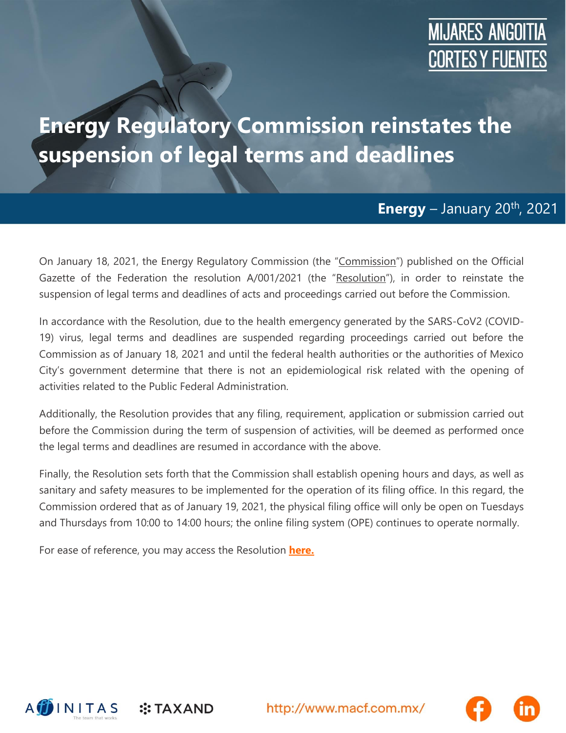MIJARES ANGOITIA CORTES Y FUENTES

# Energy Regulatory Commission reinstates the suspension of legal terms and deadlines

**Energy** – January 20th, 2021

On January 18, 2021, the Energy Regulatory Commission (the "Commission") published on the Official Gazette of the Federation the resolution A/001/2021 (the "Resolution"), in order to reinstate the suspension of legal terms and deadlines of acts and proceedings carried out before the Commission.

In accordance with the Resolution, due to the health emergency generated by the SARS-CoV2 (COVID-19) virus, legal terms and deadlines are suspended regarding proceedings carried out before the Commission as of January 18, 2021 and until the federal health authorities or the authorities of Mexico City's government determine that there is not an epidemiological risk related with the opening of activities related to the Public Federal Administration.

Additionally, the Resolution provides that any filing, requirement, application or submission carried out before the Commission during the term of suspension of activities, will be deemed as performed once the legal terms and deadlines are resumed in accordance with the above.

Finally, the Resolution sets forth that the Commission shall establish opening hours and days, as well as sanitary and safety measures to be implemented for the operation of its filing office. In this regard, the Commission ordered that as of January 19, 2021, the physical filing office will only be open on Tuesdays and Thursdays from 10:00 to 14:00 hours; the online filing system (OPE) continues to operate normally.

For ease of reference, you may access the Resolution **here.**

AFFINITAS The team that works | TAXAND | http://www.macf.com.mx/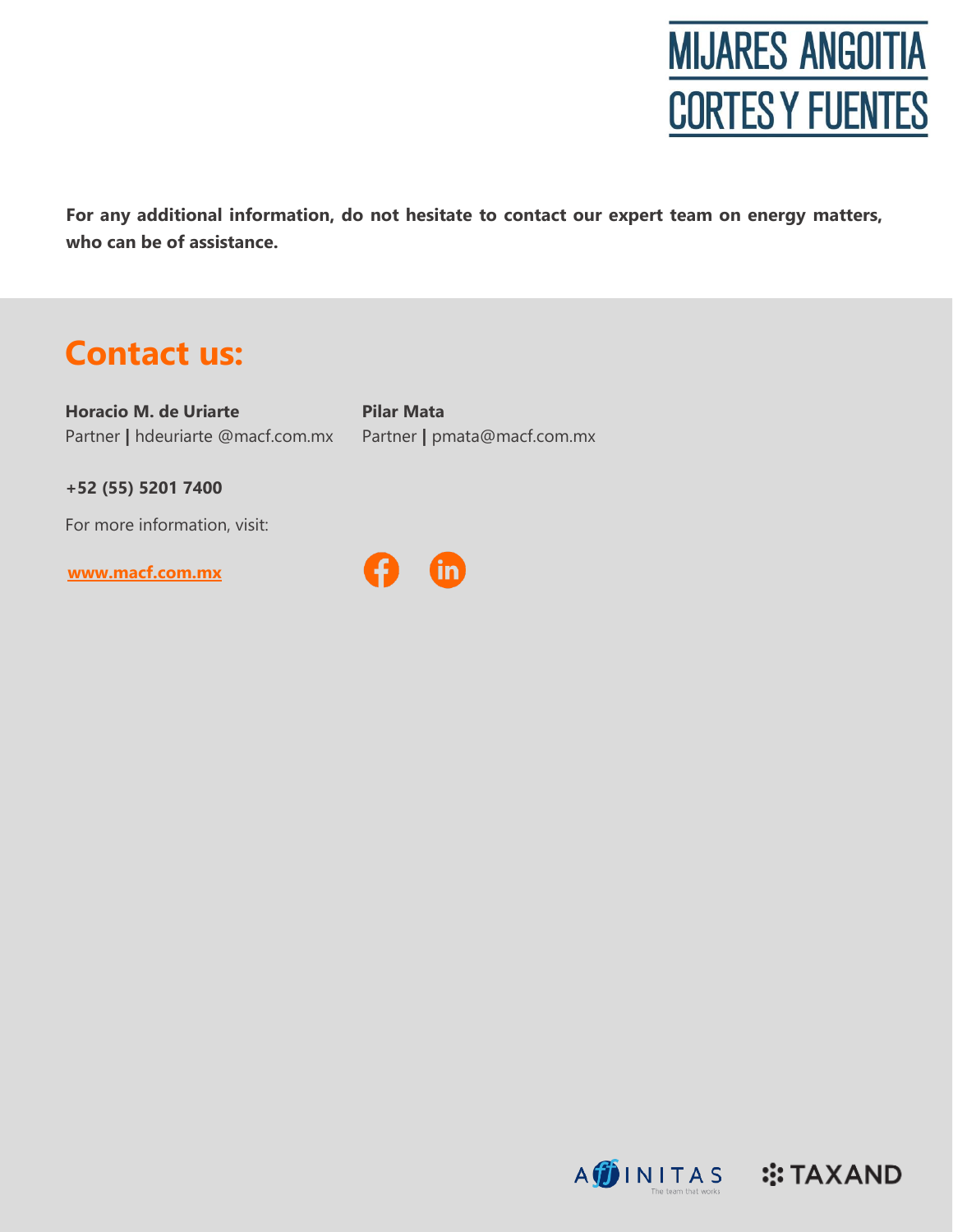**For any additional information, do not hesitate to contact our expert team on energy matters, who can be of assistance.**

## Contact us:

**Horacio M. de Uriarte**
Partner **|** hdeuriarte @macf.com.mx

**Pilar Mata**
Partner **|** pmata@macf.com.mx

**+52 (55) 5201 7400**

For more information, visit:

**www.macf.com.mx**